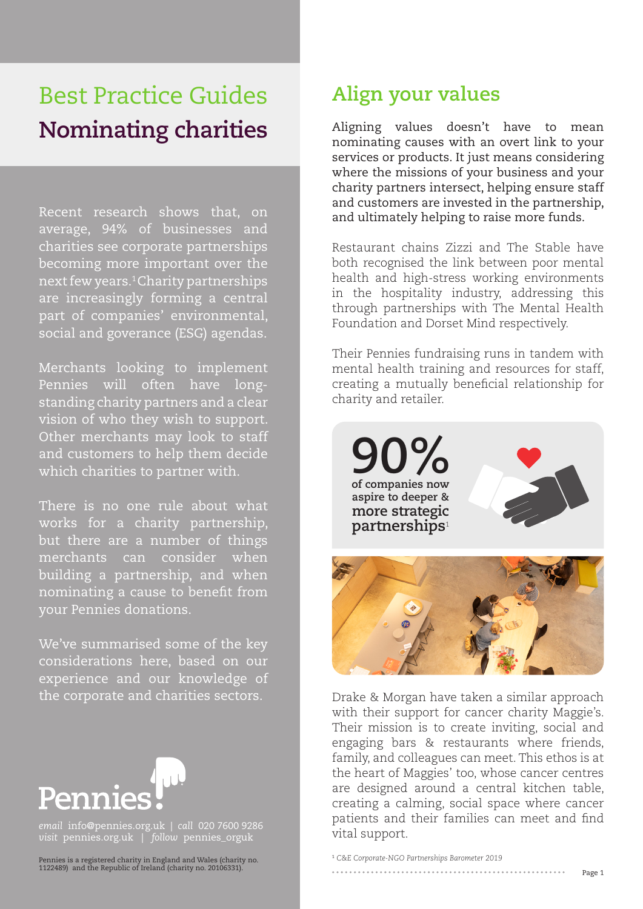# Best Practice Guides

## Nominating charities

Recent research shows that, on average, 94% of businesses and charities see corporate partnerships becoming more important over the next few years.[1] Charity partnerships are increasingly forming a central part of companies' environmental, social and goverance (ESG) agendas.

Merchants looking to implement Pennies will often have long-standing charity partners and a clear vision of who they wish to support. Other merchants may look to staff and customers to help them decide which charities to partner with.

There is no one rule about what works for a charity partnership, but there are a number of things merchants can consider when building a partnership, and when nominating a cause to benefit from your Pennies donations.

We've summarised some of the key considerations here, based on our experience and our knowledge of the corporate and charities sectors.

Pennies

*email* info@pennies.org.uk | *call* 020 7600 9286
*visit* pennies.org.uk | *follow* pennies_orguk

Pennies is a registered charity in England and Wales (charity no. 1122489) and the Republic of Ireland (charity no. 20106331).

## Align your values

Aligning values doesn't have to mean nominating causes with an overt link to your services or products. It just means considering where the missions of your business and your charity partners intersect, helping ensure staff and customers are invested in the partnership, and ultimately helping to raise more funds.

Restaurant chains Zizzi and The Stable have both recognised the link between poor mental health and high-stress working environments in the hospitality industry, addressing this through partnerships with The Mental Health Foundation and Dorset Mind respectively.

Their Pennies fundraising runs in tandem with mental health training and resources for staff, creating a mutually beneficial relationship for charity and retailer.

**90%** of companies now aspire to deeper & more strategic partnerships[1]

Drake & Morgan have taken a similar approach with their support for cancer charity Maggie's. Their mission is to create inviting, social and engaging bars & restaurants where friends, family, and colleagues can meet. This ethos is at the heart of Maggies' too, whose cancer centres are designed around a central kitchen table, creating a calming, social space where cancer patients and their families can meet and find vital support.

[1] *C&E Corporate-NGO Partnerships Barometer 2019*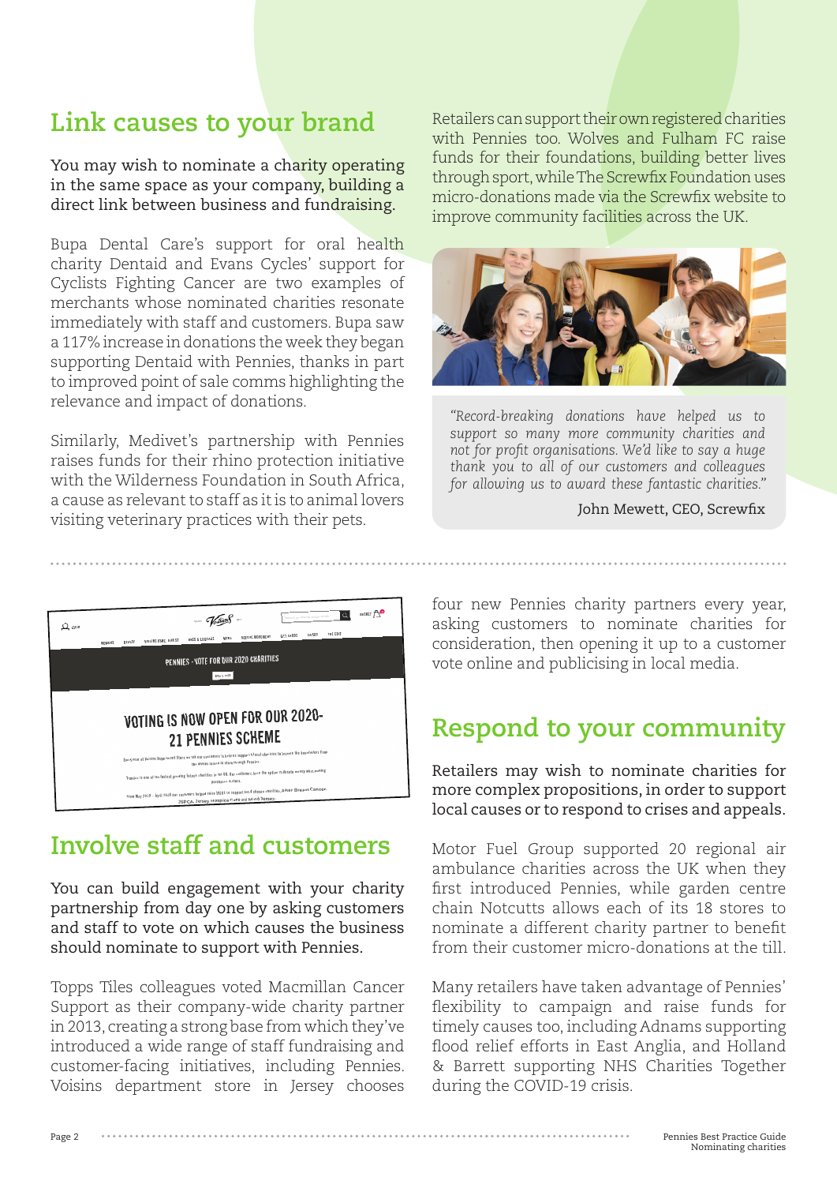## Link causes to your brand

You may wish to nominate a charity operating in the same space as your company, building a direct link between business and fundraising.

Bupa Dental Care's support for oral health charity Dentaid and Evans Cycles' support for Cyclists Fighting Cancer are two examples of merchants whose nominated charities resonate immediately with staff and customers. Bupa saw a 117% increase in donations the week they began supporting Dentaid with Pennies, thanks in part to improved point of sale comms highlighting the relevance and impact of donations.

Similarly, Medivet's partnership with Pennies raises funds for their rhino protection initiative with the Wilderness Foundation in South Africa, a cause as relevant to staff as it is to animal lovers visiting veterinary practices with their pets.

Retailers can support their own registered charities with Pennies too. Wolves and Fulham FC raise funds for their foundations, building better lives through sport, while The Screwfix Foundation uses micro-donations made via the Screwfix website to improve community facilities across the UK.

> *"Record-breaking donations have helped us to support so many more community charities and not for profit organisations. We'd like to say a huge thank you to all of our customers and colleagues for allowing us to award these fantastic charities."*
>
> John Mewett, CEO, Screwfix

## Involve staff and customers

You can build engagement with your charity partnership from day one by asking customers and staff to vote on which causes the business should nominate to support with Pennies.

Topps Tiles colleagues voted Macmillan Cancer Support as their company-wide charity partner in 2013, creating a strong base from which they've introduced a wide range of staff fundraising and customer-facing initiatives, including Pennies. Voisins department store in Jersey chooses four new Pennies charity partners every year, asking customers to nominate charities for consideration, then opening it up to a customer vote online and publicising in local media.

## Respond to your community

Retailers may wish to nominate charities for more complex propositions, in order to support local causes or to respond to crises and appeals.

Motor Fuel Group supported 20 regional air ambulance charities across the UK when they first introduced Pennies, while garden centre chain Notcutts allows each of its 18 stores to nominate a different charity partner to benefit from their customer micro-donations at the till.

Many retailers have taken advantage of Pennies' flexibility to campaign and raise funds for timely causes too, including Adnams supporting flood relief efforts in East Anglia, and Holland & Barrett supporting NHS Charities Together during the COVID-19 crisis.